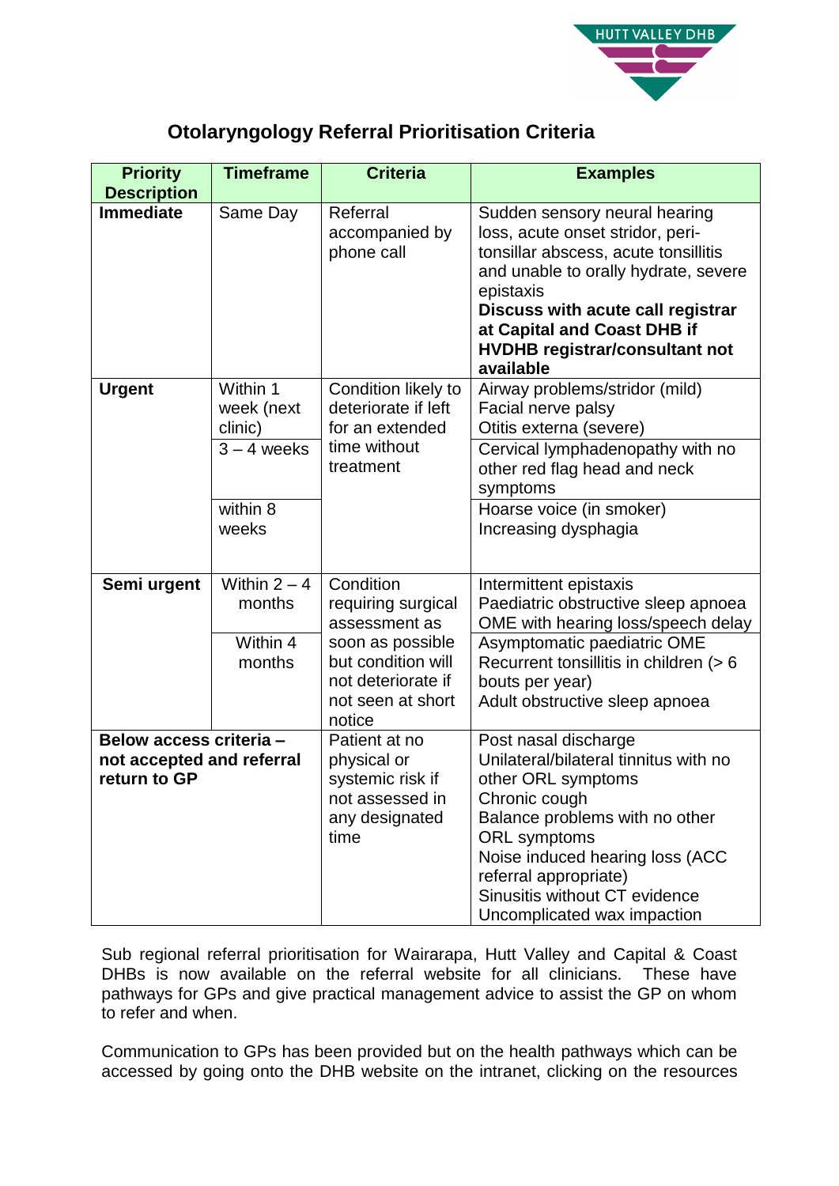HUTT VALLEY DHB

## Otolaryngology Referral Prioritisation Criteria

| Priority Description | Timeframe | Criteria | Examples |
|---|---|---|---|
| **Immediate** | Same Day | Referral accompanied by phone call | Sudden sensory neural hearing loss, acute onset stridor, peri-tonsillar abscess, acute tonsillitis and unable to orally hydrate, severe epistaxis<br>**Discuss with acute call registrar at Capital and Coast DHB if HVDHB registrar/consultant not available** |
| **Urgent** | Within 1 week (next clinic) | Condition likely to deteriorate if left for an extended time without treatment | Airway problems/stridor (mild)<br>Facial nerve palsy<br>Otitis externa (severe) |
| | 3 – 4 weeks | | Cervical lymphadenopathy with no other red flag head and neck symptoms |
| | within 8 weeks | | Hoarse voice (in smoker)<br>Increasing dysphagia |
| **Semi urgent** | Within 2 – 4 months | Condition requiring surgical assessment as soon as possible but condition will not deteriorate if not seen at short notice | Intermittent epistaxis<br>Paediatric obstructive sleep apnoea<br>OME with hearing loss/speech delay |
| | Within 4 months | | Asymptomatic paediatric OME<br>Recurrent tonsillitis in children (> 6 bouts per year)<br>Adult obstructive sleep apnoea |
| **Below access criteria – not accepted and referral return to GP** | | Patient at no physical or systemic risk if not assessed in any designated time | Post nasal discharge<br>Unilateral/bilateral tinnitus with no other ORL symptoms<br>Chronic cough<br>Balance problems with no other ORL symptoms<br>Noise induced hearing loss (ACC referral appropriate)<br>Sinusitis without CT evidence<br>Uncomplicated wax impaction |

Sub regional referral prioritisation for Wairarapa, Hutt Valley and Capital & Coast DHBs is now available on the referral website for all clinicians. These have pathways for GPs and give practical management advice to assist the GP on whom to refer and when.

Communication to GPs has been provided but on the health pathways which can be accessed by going onto the DHB website on the intranet, clicking on the resources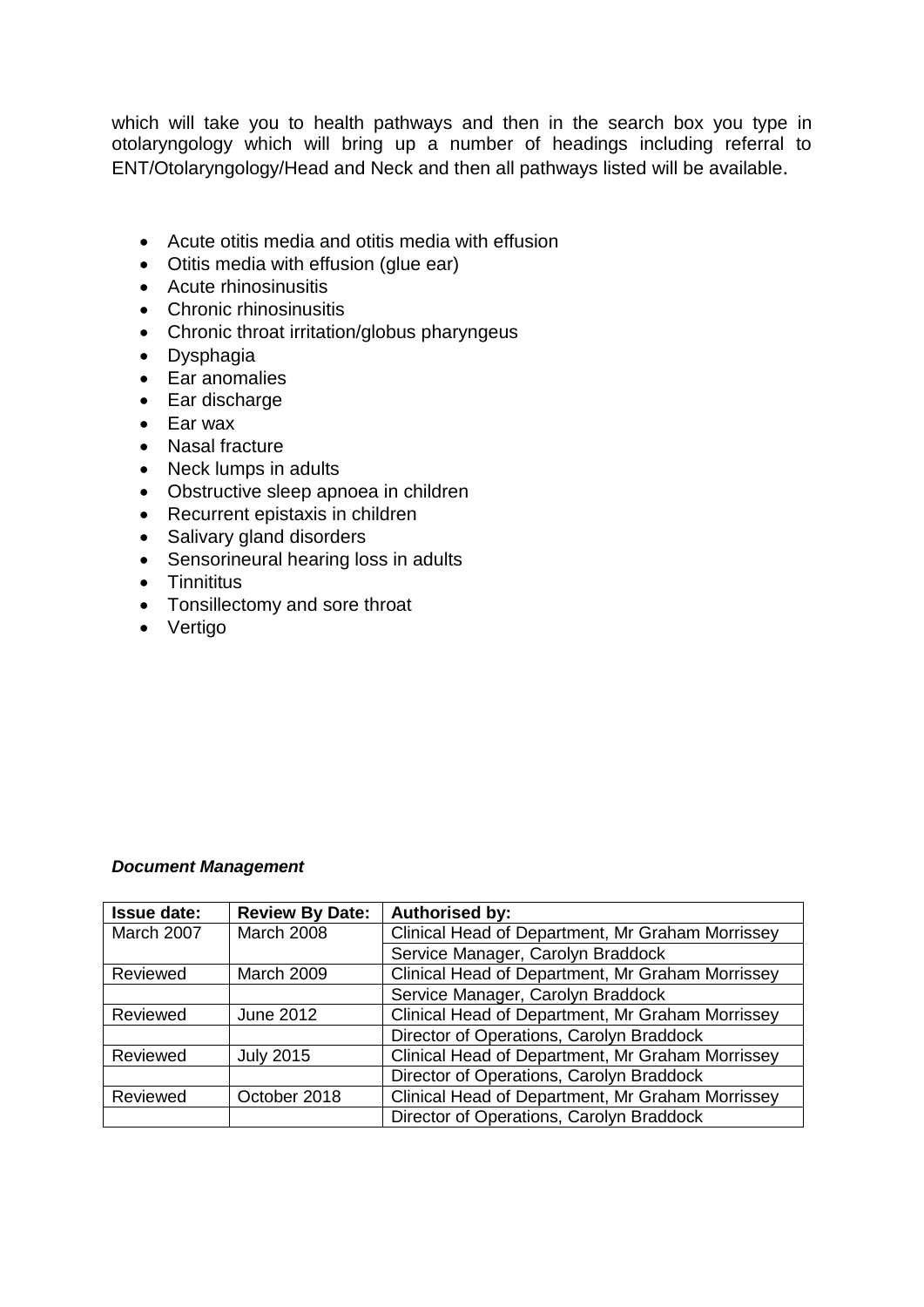which will take you to health pathways and then in the search box you type in otolaryngology which will bring up a number of headings including referral to ENT/Otolaryngology/Head and Neck and then all pathways listed will be available.

- Acute otitis media and otitis media with effusion
- Otitis media with effusion (glue ear)
- Acute rhinosinusitis
- Chronic rhinosinusitis
- Chronic throat irritation/globus pharyngeus
- Dysphagia
- Ear anomalies
- Ear discharge
- Ear wax
- Nasal fracture
- Neck lumps in adults
- Obstructive sleep apnoea in children
- Recurrent epistaxis in children
- Salivary gland disorders
- Sensorineural hearing loss in adults
- Tinnititus
- Tonsillectomy and sore throat
- Vertigo

***Document Management***

| Issue date: | Review By Date: | Authorised by: |
| --- | --- | --- |
| March 2007 | March 2008 | Clinical Head of Department, Mr Graham Morrissey |
| | | Service Manager, Carolyn Braddock |
| Reviewed | March 2009 | Clinical Head of Department, Mr Graham Morrissey |
| | | Service Manager, Carolyn Braddock |
| Reviewed | June 2012 | Clinical Head of Department, Mr Graham Morrissey |
| | | Director of Operations, Carolyn Braddock |
| Reviewed | July 2015 | Clinical Head of Department, Mr Graham Morrissey |
| | | Director of Operations, Carolyn Braddock |
| Reviewed | October 2018 | Clinical Head of Department, Mr Graham Morrissey |
| | | Director of Operations, Carolyn Braddock |